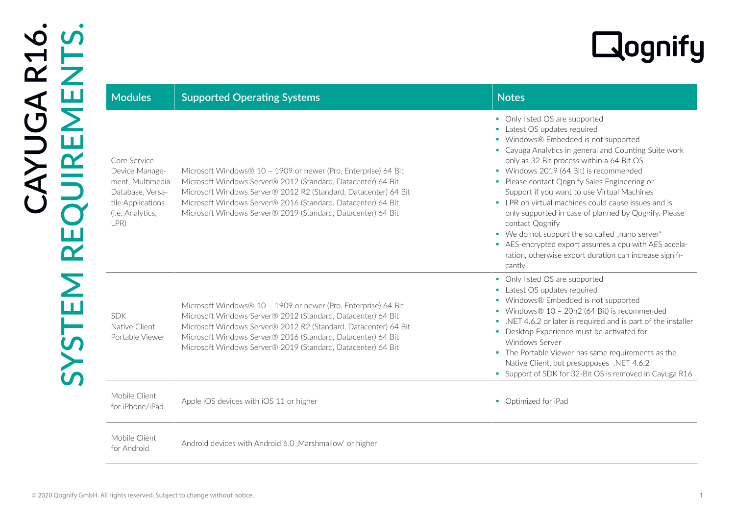# CAYUGA R16.
## SYSTEM REQUIREMENTS.

Qognify

| Modules | Supported Operating Systems | Notes |
|---|---|---|
| Core Service<br>Device Management, Multimedia Database, Versatile Applications (i.e. Analytics, LPR) | Microsoft Windows® 10 – 1909 or newer (Pro, Enterprise) 64 Bit<br>Microsoft Windows Server® 2012 (Standard, Datacenter) 64 Bit<br>Microsoft Windows Server® 2012 R2 (Standard, Datacenter) 64 Bit<br>Microsoft Windows Server® 2016 (Standard, Datacenter) 64 Bit<br>Microsoft Windows Server® 2019 (Standard, Datacenter) 64 Bit | ▪ Only listed OS are supported<br>▪ Latest OS updates required<br>▪ Windows® Embedded is not supported<br>▪ Cayuga Analytics in general and Counting Suite work only as 32 Bit process within a 64 Bit OS<br>▪ Windows 2019 (64 Bit) is recommended<br>▪ Please contact Qognify Sales Engineering or Support if you want to use Virtual Machines<br>▪ LPR on virtual machines could cause issues and is only supported in case of planned by Qognify. Please contact Qognify<br>▪ We do not support the so called „nano server"<br>▪ AES-encrypted export assumes a cpu with AES acceleration, otherwise export duration can increase significantly" |
| SDK<br>Native Client<br>Portable Viewer | Microsoft Windows® 10 – 1909 or newer (Pro, Enterprise) 64 Bit<br>Microsoft Windows Server® 2012 (Standard, Datacenter) 64 Bit<br>Microsoft Windows Server® 2012 R2 (Standard, Datacenter) 64 Bit<br>Microsoft Windows Server® 2016 (Standard, Datacenter) 64 Bit<br>Microsoft Windows Server® 2019 (Standard, Datacenter) 64 Bit | ▪ Only listed OS are supported<br>▪ Latest OS updates required<br>▪ Windows® Embedded is not supported<br>▪ Windows® 10 – 20h2 (64 Bit) is recommended<br>▪ .NET 4.6.2 or later is required and is part of the installer<br>▪ Desktop Experience must be activated for Windows Server<br>▪ The Portable Viewer has same requirements as the Native Client, but presupposes .NET 4.6.2<br>▪ Support of SDK for 32-Bit OS is removed in Cayuga R16 |
| Mobile Client for iPhone/iPad | Apple iOS devices with iOS 11 or higher | ▪ Optimized for iPad |
| Mobile Client for Android | Android devices with Android 6.0 ‚Marshmallow' or higher | |

© 2020 Qognify GmbH. All rights reserved. Subject to change without notice.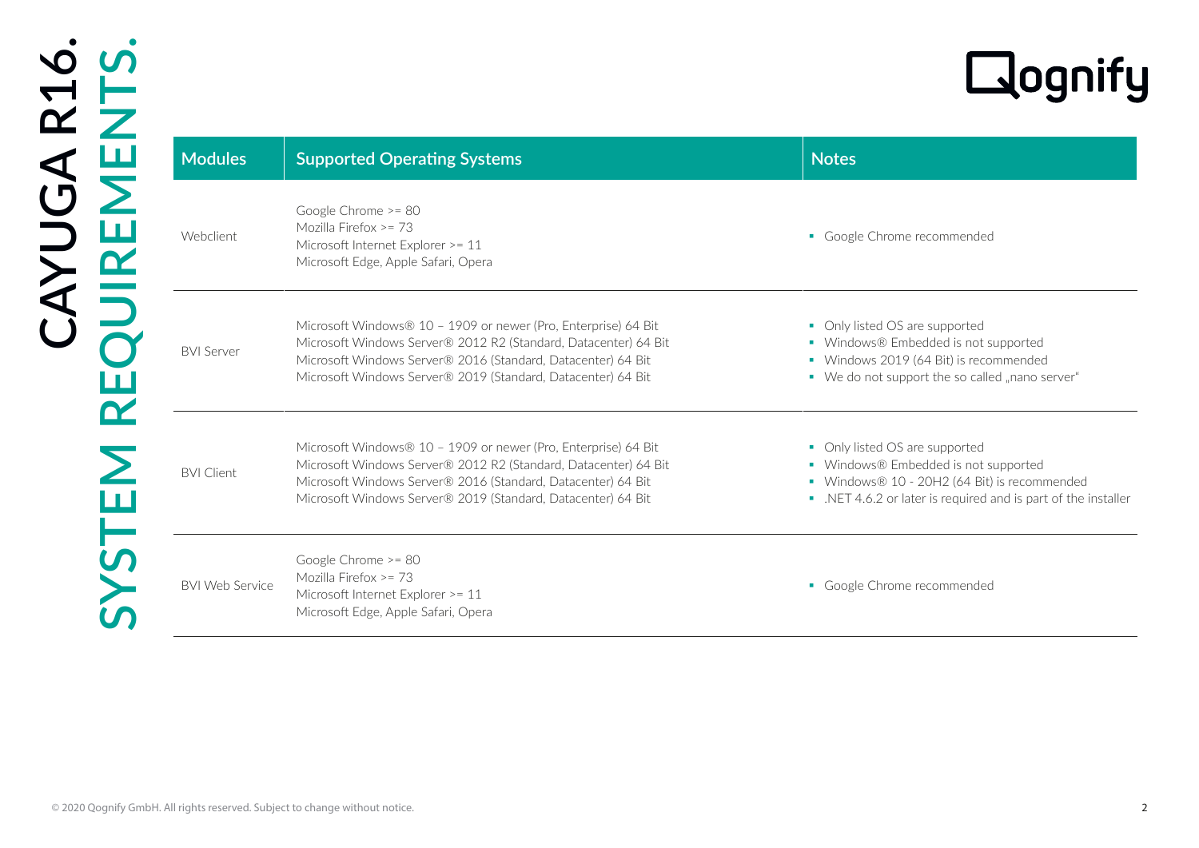# CAYUGA R16.

## SYSTEM REQUIREMENTS.

| Modules | Supported Operating Systems | Notes |
| --- | --- | --- |
| Webclient | Google Chrome >= 80<br>Mozilla Firefox >= 73<br>Microsoft Internet Explorer >= 11<br>Microsoft Edge, Apple Safari, Opera | ▪ Google Chrome recommended |
| BVI Server | Microsoft Windows® 10 – 1909 or newer (Pro, Enterprise) 64 Bit<br>Microsoft Windows Server® 2012 R2 (Standard, Datacenter) 64 Bit<br>Microsoft Windows Server® 2016 (Standard, Datacenter) 64 Bit<br>Microsoft Windows Server® 2019 (Standard, Datacenter) 64 Bit | ▪ Only listed OS are supported<br>▪ Windows® Embedded is not supported<br>▪ Windows 2019 (64 Bit) is recommended<br>▪ We do not support the so called „nano server" |
| BVI Client | Microsoft Windows® 10 – 1909 or newer (Pro, Enterprise) 64 Bit<br>Microsoft Windows Server® 2012 R2 (Standard, Datacenter) 64 Bit<br>Microsoft Windows Server® 2016 (Standard, Datacenter) 64 Bit<br>Microsoft Windows Server® 2019 (Standard, Datacenter) 64 Bit | ▪ Only listed OS are supported<br>▪ Windows® Embedded is not supported<br>▪ Windows® 10 - 20H2 (64 Bit) is recommended<br>▪ .NET 4.6.2 or later is required and is part of the installer |
| BVI Web Service | Google Chrome >= 80<br>Mozilla Firefox >= 73<br>Microsoft Internet Explorer >= 11<br>Microsoft Edge, Apple Safari, Opera | ▪ Google Chrome recommended |

© 2020 Qognify GmbH. All rights reserved. Subject to change without notice.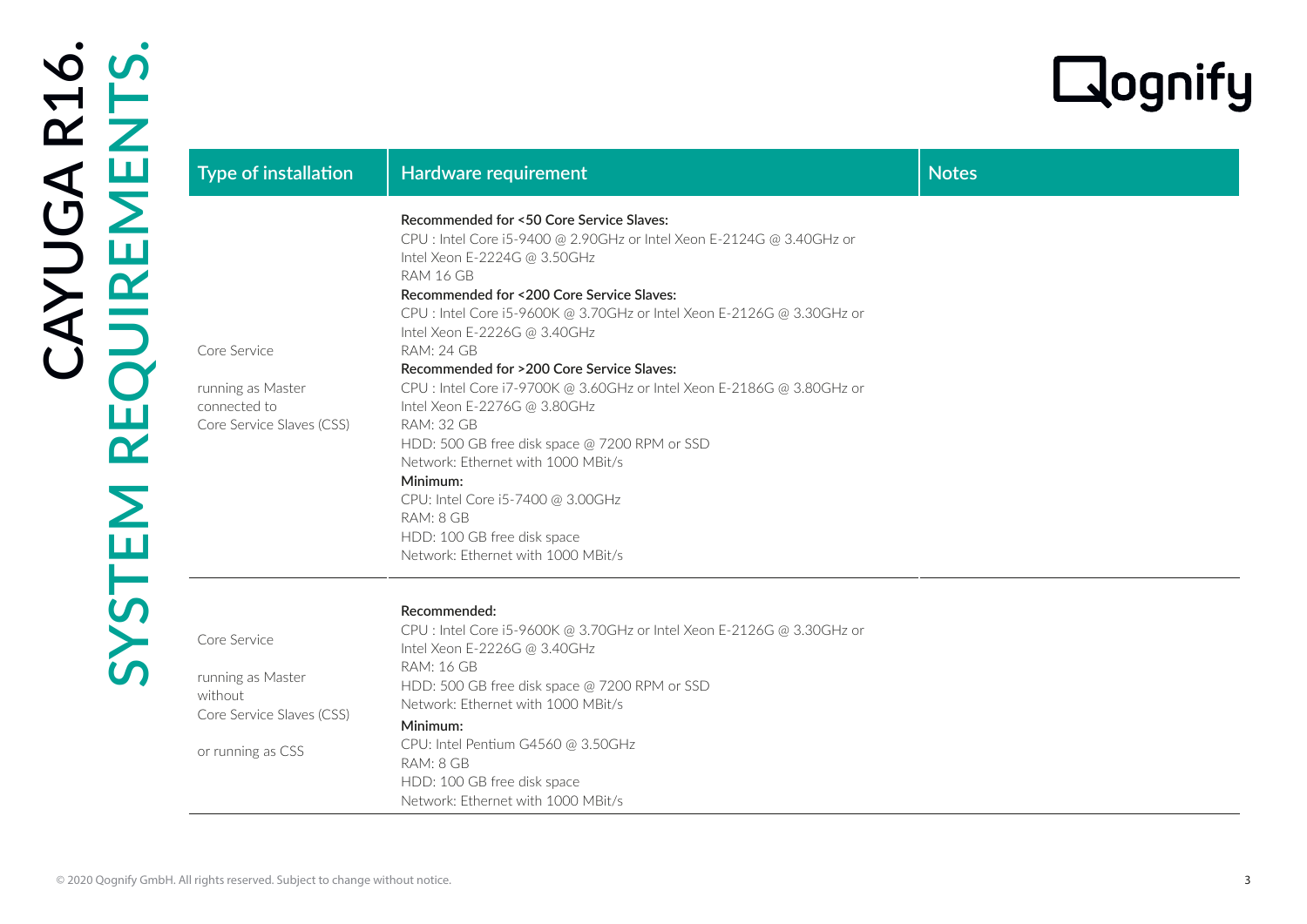# CAYUGA R16.

## SYSTEM REQUIREMENTS.

| Type of installation | Hardware requirement | Notes |
|---|---|---|
| Core Service<br><br>running as Master connected to Core Service Slaves (CSS) | **Recommended for <50 Core Service Slaves:**<br>CPU : Intel Core i5-9400 @ 2.90GHz or Intel Xeon E-2124G @ 3.40GHz or Intel Xeon E-2224G @ 3.50GHz<br>RAM 16 GB<br>**Recommended for <200 Core Service Slaves:**<br>CPU : Intel Core i5-9600K @ 3.70GHz or Intel Xeon E-2126G @ 3.30GHz or Intel Xeon E-2226G @ 3.40GHz<br>RAM: 24 GB<br>**Recommended for >200 Core Service Slaves:**<br>CPU : Intel Core i7-9700K @ 3.60GHz or Intel Xeon E-2186G @ 3.80GHz or Intel Xeon E-2276G @ 3.80GHz<br>RAM: 32 GB<br>HDD: 500 GB free disk space @ 7200 RPM or SSD<br>Network: Ethernet with 1000 MBit/s<br>**Minimum:**<br>CPU: Intel Core i5-7400 @ 3.00GHz<br>RAM: 8 GB<br>HDD: 100 GB free disk space<br>Network: Ethernet with 1000 MBit/s | |
| Core Service<br><br>running as Master without Core Service Slaves (CSS)<br><br>or running as CSS | **Recommended:**<br>CPU : Intel Core i5-9600K @ 3.70GHz or Intel Xeon E-2126G @ 3.30GHz or Intel Xeon E-2226G @ 3.40GHz<br>RAM: 16 GB<br>HDD: 500 GB free disk space @ 7200 RPM or SSD<br>Network: Ethernet with 1000 MBit/s<br>**Minimum:**<br>CPU: Intel Pentium G4560 @ 3.50GHz<br>RAM: 8 GB<br>HDD: 100 GB free disk space<br>Network: Ethernet with 1000 MBit/s | |

© 2020 Qognify GmbH. All rights reserved. Subject to change without notice.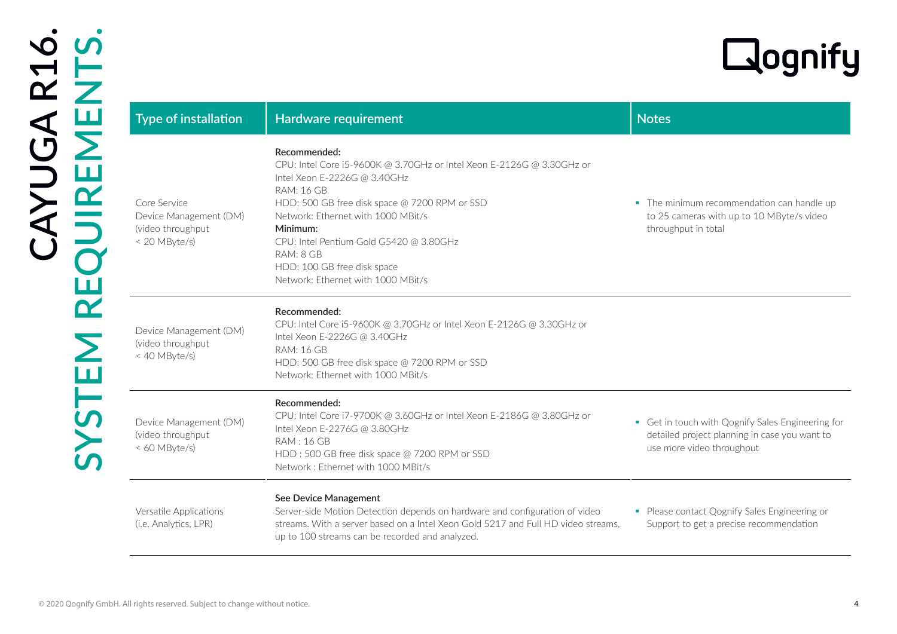# CAYUGA R16.
## SYSTEM REQUIREMENTS.

| Type of installation | Hardware requirement | Notes |
| --- | --- | --- |
| Core Service<br>Device Management (DM)<br>(video throughput<br>< 20 MByte/s) | **Recommended:**<br>CPU: Intel Core i5-9600K @ 3.70GHz or Intel Xeon E-2126G @ 3.30GHz or Intel Xeon E-2226G @ 3.40GHz<br>RAM: 16 GB<br>HDD: 500 GB free disk space @ 7200 RPM or SSD<br>Network: Ethernet with 1000 MBit/s<br>**Minimum:**<br>CPU: Intel Pentium Gold G5420 @ 3.80GHz<br>RAM: 8 GB<br>HDD: 100 GB free disk space<br>Network: Ethernet with 1000 MBit/s | ▪ The minimum recommendation can handle up to 25 cameras with up to 10 MByte/s video throughput in total |
| Device Management (DM)<br>(video throughput<br>< 40 MByte/s) | **Recommended:**<br>CPU: Intel Core i5-9600K @ 3.70GHz or Intel Xeon E-2126G @ 3.30GHz or Intel Xeon E-2226G @ 3.40GHz<br>RAM: 16 GB<br>HDD: 500 GB free disk space @ 7200 RPM or SSD<br>Network: Ethernet with 1000 MBit/s | |
| Device Management (DM)<br>(video throughput<br>< 60 MByte/s) | **Recommended:**<br>CPU: Intel Core i7-9700K @ 3.60GHz or Intel Xeon E-2186G @ 3.80GHz or Intel Xeon E-2276G @ 3.80GHz<br>RAM : 16 GB<br>HDD : 500 GB free disk space @ 7200 RPM or SSD<br>Network : Ethernet with 1000 MBit/s | ▪ Get in touch with Qognify Sales Engineering for detailed project planning in case you want to use more video throughput |
| Versatile Applications<br>(i.e. Analytics, LPR) | **See Device Management**<br>Server-side Motion Detection depends on hardware and configuration of video streams. With a server based on a Intel Xeon Gold 5217 and Full HD video streams, up to 100 streams can be recorded and analyzed. | ▪ Please contact Qognify Sales Engineering or Support to get a precise recommendation |

© 2020 Qognify GmbH. All rights reserved. Subject to change without notice.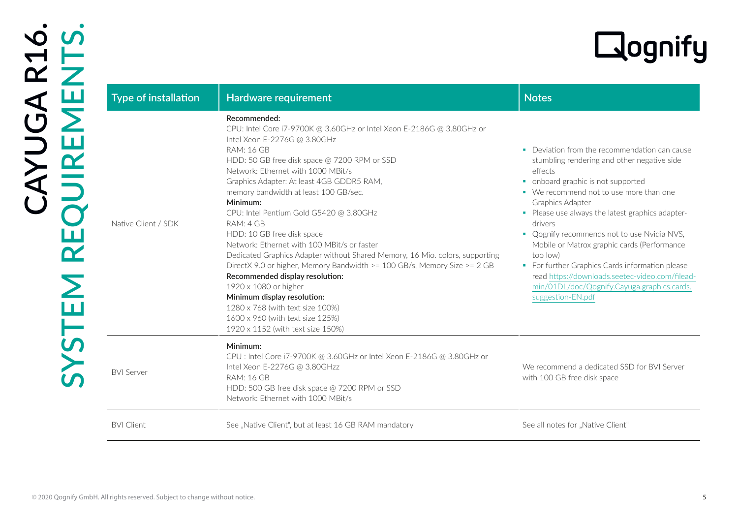# CAYUGA R16.

## SYSTEM REQUIREMENTS.

| Type of installation | Hardware requirement | Notes |
|---|---|---|
| Native Client / SDK | **Recommended:**<br>CPU: Intel Core i7-9700K @ 3.60GHz or Intel Xeon E-2186G @ 3.80GHz or Intel Xeon E-2276G @ 3.80GHz<br>RAM: 16 GB<br>HDD: 50 GB free disk space @ 7200 RPM or SSD<br>Network: Ethernet with 1000 MBit/s<br>Graphics Adapter: At least 4GB GDDR5 RAM, memory bandwidth at least 100 GB/sec.<br>**Minimum:**<br>CPU: Intel Pentium Gold G5420 @ 3.80GHz<br>RAM: 4 GB<br>HDD: 10 GB free disk space<br>Network: Ethernet with 100 MBit/s or faster<br>Dedicated Graphics Adapter without Shared Memory, 16 Mio. colors, supporting DirectX 9.0 or higher, Memory Bandwidth >= 100 GB/s, Memory Size >= 2 GB<br>**Recommended display resolution:**<br>1920 x 1080 or higher<br>**Minimum display resolution:**<br>1280 x 768 (with text size 100%)<br>1600 x 960 (with text size 125%)<br>1920 x 1152 (with text size 150%) | ▪ Deviation from the recommendation can cause stumbling rendering and other negative side effects<br>▪ onboard graphic is not supported<br>▪ We recommend not to use more than one Graphics Adapter<br>▪ Please use always the latest graphics adapter-drivers<br>▪ Qognify recommends not to use Nvidia NVS, Mobile or Matrox graphic cards (Performance too low)<br>▪ For further Graphics Cards information please read https://downloads.seetec-video.com/filead-min/01DL/doc/Qognify.Cayuga.graphics.cards.suggestion-EN.pdf |
| BVI Server | **Minimum:**<br>CPU : Intel Core i7-9700K @ 3.60GHz or Intel Xeon E-2186G @ 3.80GHz or Intel Xeon E-2276G @ 3.80GHzz<br>RAM: 16 GB<br>HDD: 500 GB free disk space @ 7200 RPM or SSD<br>Network: Ethernet with 1000 MBit/s | We recommend a dedicated SSD for BVI Server with 100 GB free disk space |
| BVI Client | See „Native Client", but at least 16 GB RAM mandatory | See all notes for „Native Client" |

© 2020 Qognify GmbH. All rights reserved. Subject to change without notice.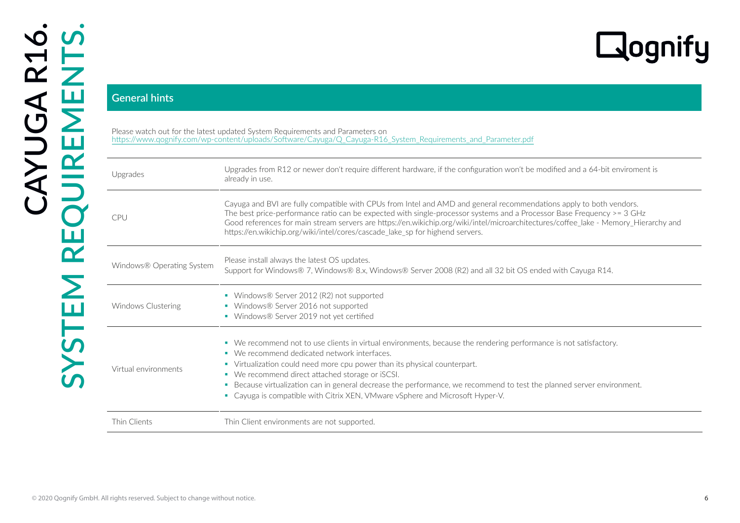## General hints

Please watch out for the latest updated System Requirements and Parameters on
https://www.qognify.com/wp-content/uploads/Software/Cayuga/Q_Cayuga-R16_System_Requirements_and_Parameter.pdf

| | |
|---|---|
| Upgrades | Upgrades from R12 or newer don't require different hardware, if the configuration won't be modified and a 64-bit enviroment is already in use. |
| CPU | Cayuga and BVI are fully compatible with CPUs from Intel and AMD and general recommendations apply to both vendors.<br>The best price-performance ratio can be expected with single-processor systems and a Processor Base Frequency >= 3 GHz<br>Good references for main stream servers are https://en.wikichip.org/wiki/intel/microarchitectures/coffee_lake - Memory_Hierarchy and https://en.wikichip.org/wiki/intel/cores/cascade_lake_sp for highend servers. |
| Windows® Operating System | Please install always the latest OS updates.<br>Support for Windows® 7, Windows® 8.x, Windows® Server 2008 (R2) and all 32 bit OS ended with Cayuga R14. |
| Windows Clustering | ▪ Windows® Server 2012 (R2) not supported<br>▪ Windows® Server 2016 not supported<br>▪ Windows® Server 2019 not yet certified |
| Virtual environments | ▪ We recommend not to use clients in virtual environments, because the rendering performance is not satisfactory.<br>▪ We recommend dedicated network interfaces.<br>▪ Virtualization could need more cpu power than its physical counterpart.<br>▪ We recommend direct attached storage or iSCSI.<br>▪ Because virtualization can in general decrease the performance, we recommend to test the planned server environment.<br>▪ Cayuga is compatible with Citrix XEN, VMware vSphere and Microsoft Hyper-V. |
| Thin Clients | Thin Client environments are not supported. |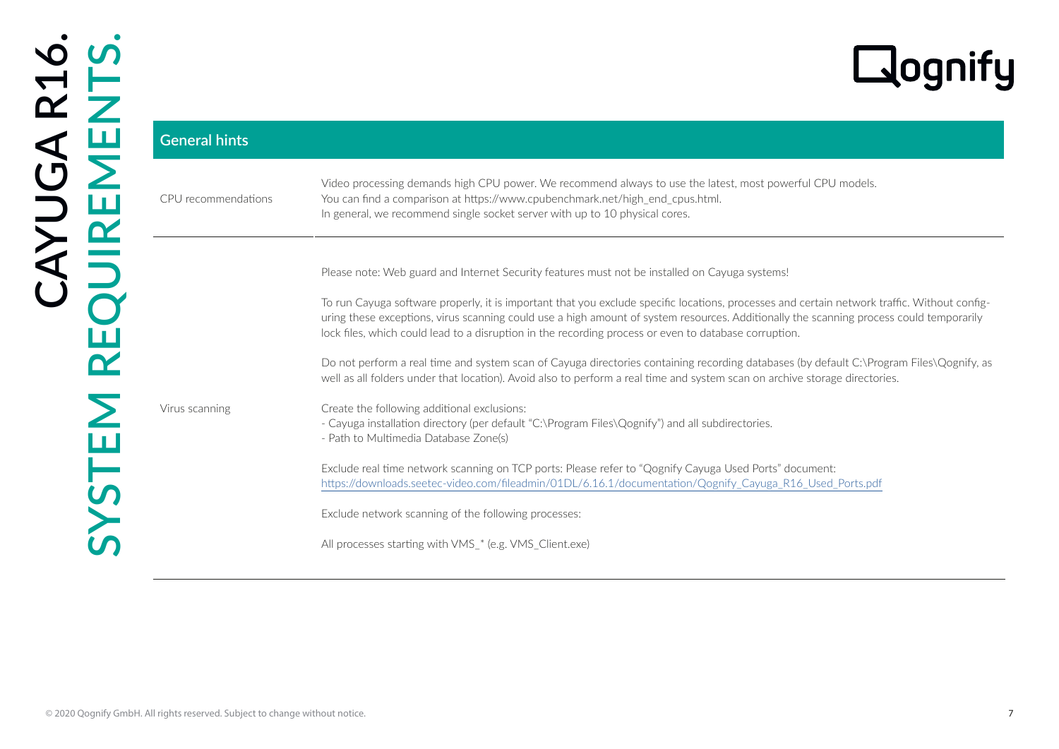## General hints

| | |
|---|---|
| CPU recommendations | Video processing demands high CPU power. We recommend always to use the latest, most powerful CPU models. You can find a comparison at https://www.cpubenchmark.net/high_end_cpus.html. In general, we recommend single socket server with up to 10 physical cores. |
| Virus scanning | Please note: Web guard and Internet Security features must not be installed on Cayuga systems!<br><br>To run Cayuga software properly, it is important that you exclude specific locations, processes and certain network traffic. Without configuring these exceptions, virus scanning could use a high amount of system resources. Additionally the scanning process could temporarily lock files, which could lead to a disruption in the recording process or even to database corruption.<br><br>Do not perform a real time and system scan of Cayuga directories containing recording databases (by default C:\Program Files\Qognify, as well as all folders under that location). Avoid also to perform a real time and system scan on archive storage directories.<br><br>Create the following additional exclusions:<br>- Cayuga installation directory (per default "C:\Program Files\Qognify") and all subdirectories.<br>- Path to Multimedia Database Zone(s)<br><br>Exclude real time network scanning on TCP ports: Please refer to "Qognify Cayuga Used Ports" document: https://downloads.seetec-video.com/fileadmin/01DL/6.16.1/documentation/Qognify_Cayuga_R16_Used_Ports.pdf<br><br>Exclude network scanning of the following processes:<br><br>All processes starting with VMS_* (e.g. VMS_Client.exe) |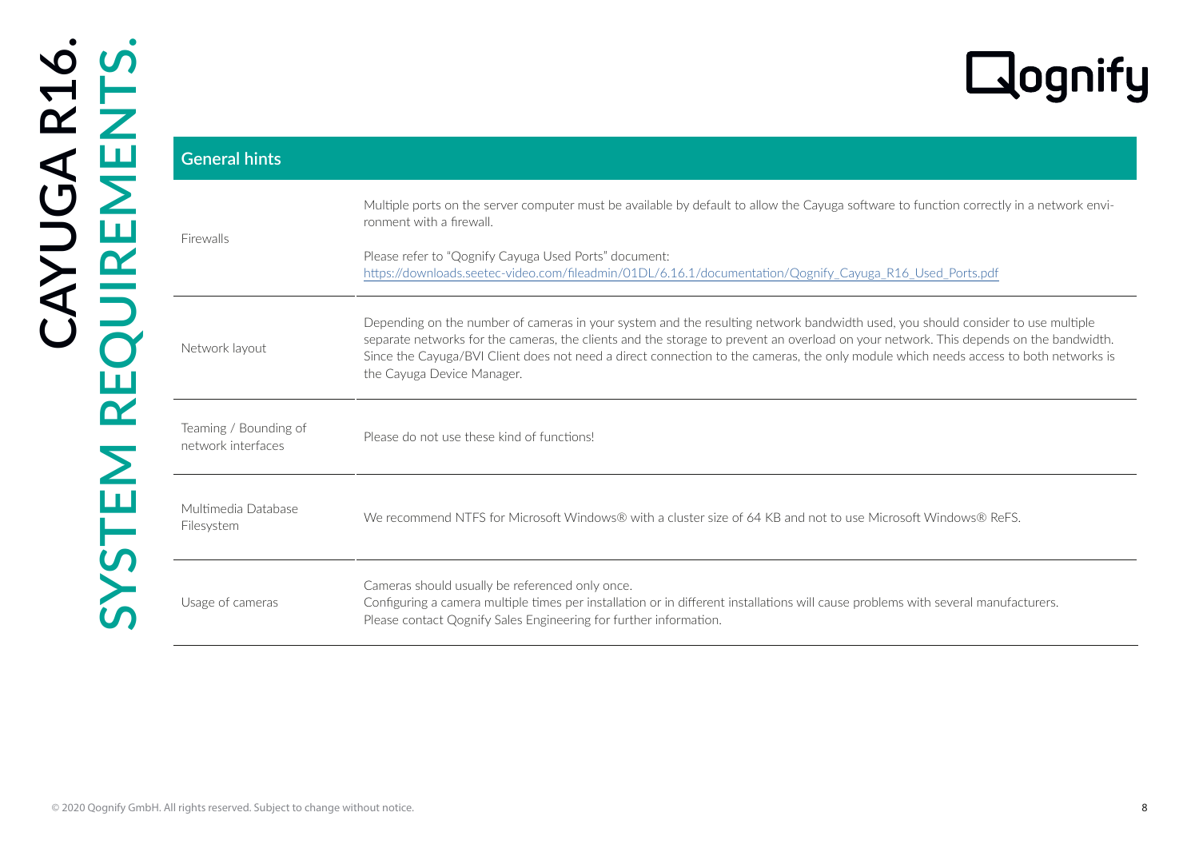## General hints

| | |
|---|---|
| Firewalls | Multiple ports on the server computer must be available by default to allow the Cayuga software to function correctly in a network environment with a firewall.<br><br>Please refer to "Qognify Cayuga Used Ports" document:<br>https://downloads.seetec-video.com/fileadmin/01DL/6.16.1/documentation/Qognify_Cayuga_R16_Used_Ports.pdf |
| Network layout | Depending on the number of cameras in your system and the resulting network bandwidth used, you should consider to use multiple separate networks for the cameras, the clients and the storage to prevent an overload on your network. This depends on the bandwidth. Since the Cayuga/BVI Client does not need a direct connection to the cameras, the only module which needs access to both networks is the Cayuga Device Manager. |
| Teaming / Bounding of network interfaces | Please do not use these kind of functions! |
| Multimedia Database Filesystem | We recommend NTFS for Microsoft Windows® with a cluster size of 64 KB and not to use Microsoft Windows® ReFS. |
| Usage of cameras | Cameras should usually be referenced only once.<br>Configuring a camera multiple times per installation or in different installations will cause problems with several manufacturers.<br>Please contact Qognify Sales Engineering for further information. |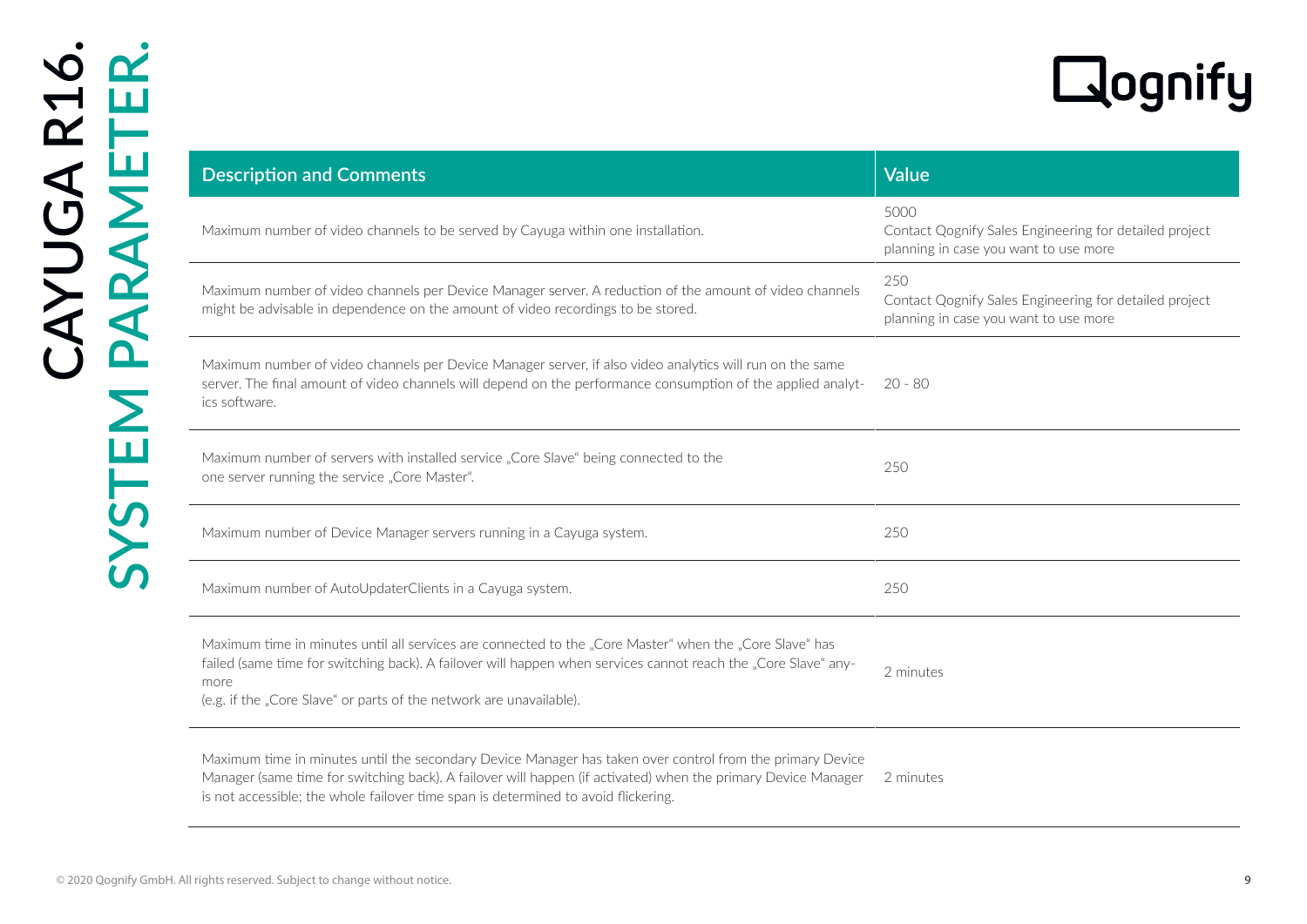# CAYUGA R16.
## SYSTEM PARAMETER.

| Description and Comments | Value |
|---|---|
| Maximum number of video channels to be served by Cayuga within one installation. | 5000 Contact Qognify Sales Engineering for detailed project planning in case you want to use more |
| Maximum number of video channels per Device Manager server. A reduction of the amount of video channels might be advisable in dependence on the amount of video recordings to be stored. | 250 Contact Qognify Sales Engineering for detailed project planning in case you want to use more |
| Maximum number of video channels per Device Manager server, if also video analytics will run on the same server. The final amount of video channels will depend on the performance consumption of the applied analytics software. | 20 - 80 |
| Maximum number of servers with installed service „Core Slave“ being connected to the one server running the service „Core Master“. | 250 |
| Maximum number of Device Manager servers running in a Cayuga system. | 250 |
| Maximum number of AutoUpdaterClients in a Cayuga system. | 250 |
| Maximum time in minutes until all services are connected to the „Core Master“ when the „Core Slave“ has failed (same time for switching back). A failover will happen when services cannot reach the „Core Slave“ anymore (e.g. if the „Core Slave“ or parts of the network are unavailable). | 2 minutes |
| Maximum time in minutes until the secondary Device Manager has taken over control from the primary Device Manager (same time for switching back). A failover will happen (if activated) when the primary Device Manager is not accessible; the whole failover time span is determined to avoid flickering. | 2 minutes |

© 2020 Qognify GmbH. All rights reserved. Subject to change without notice.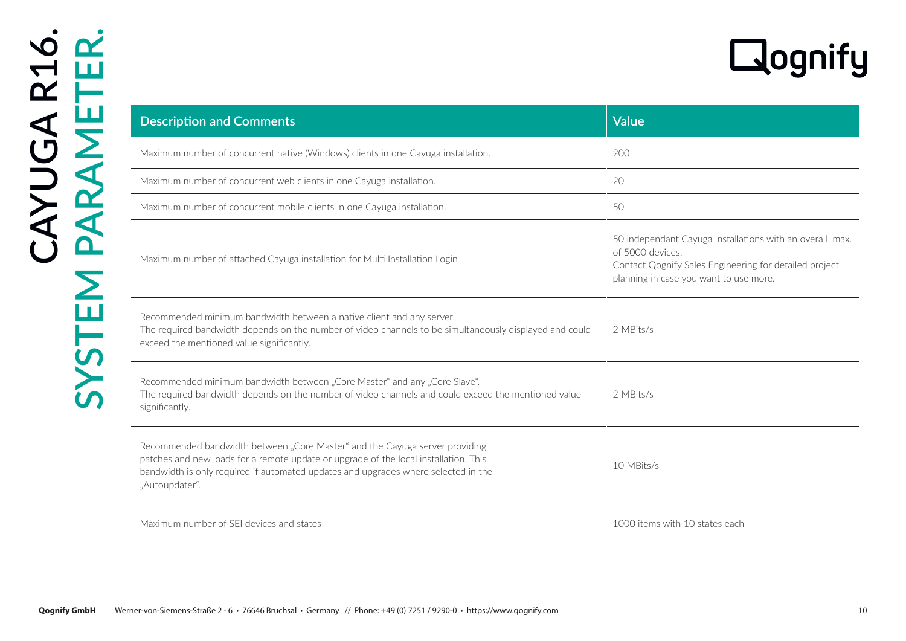# CAYUGA R16.

## SYSTEM PARAMETER.

| Description and Comments | Value |
| --- | --- |
| Maximum number of concurrent native (Windows) clients in one Cayuga installation. | 200 |
| Maximum number of concurrent web clients in one Cayuga installation. | 20 |
| Maximum number of concurrent mobile clients in one Cayuga installation. | 50 |
| Maximum number of attached Cayuga installation for Multi Installation Login | 50 independant Cayuga installations with an overall max. of 5000 devices.<br>Contact Qognify Sales Engineering for detailed project planning in case you want to use more. |
| Recommended minimum bandwidth between a native client and any server.<br>The required bandwidth depends on the number of video channels to be simultaneously displayed and could exceed the mentioned value significantly. | 2 MBits/s |
| Recommended minimum bandwidth between „Core Master“ and any „Core Slave“.<br>The required bandwidth depends on the number of video channels and could exceed the mentioned value significantly. | 2 MBits/s |
| Recommended bandwidth between „Core Master“ and the Cayuga server providing patches and new loads for a remote update or upgrade of the local installation. This bandwidth is only required if automated updates and upgrades where selected in the „Autoupdater“. | 10 MBits/s |
| Maximum number of SEI devices and states | 1000 items with 10 states each |

**Qognify GmbH** Werner-von-Siemens-Straße 2 - 6 • 76646 Bruchsal • Germany // Phone: +49 (0) 7251 / 9290-0 • https://www.qognify.com